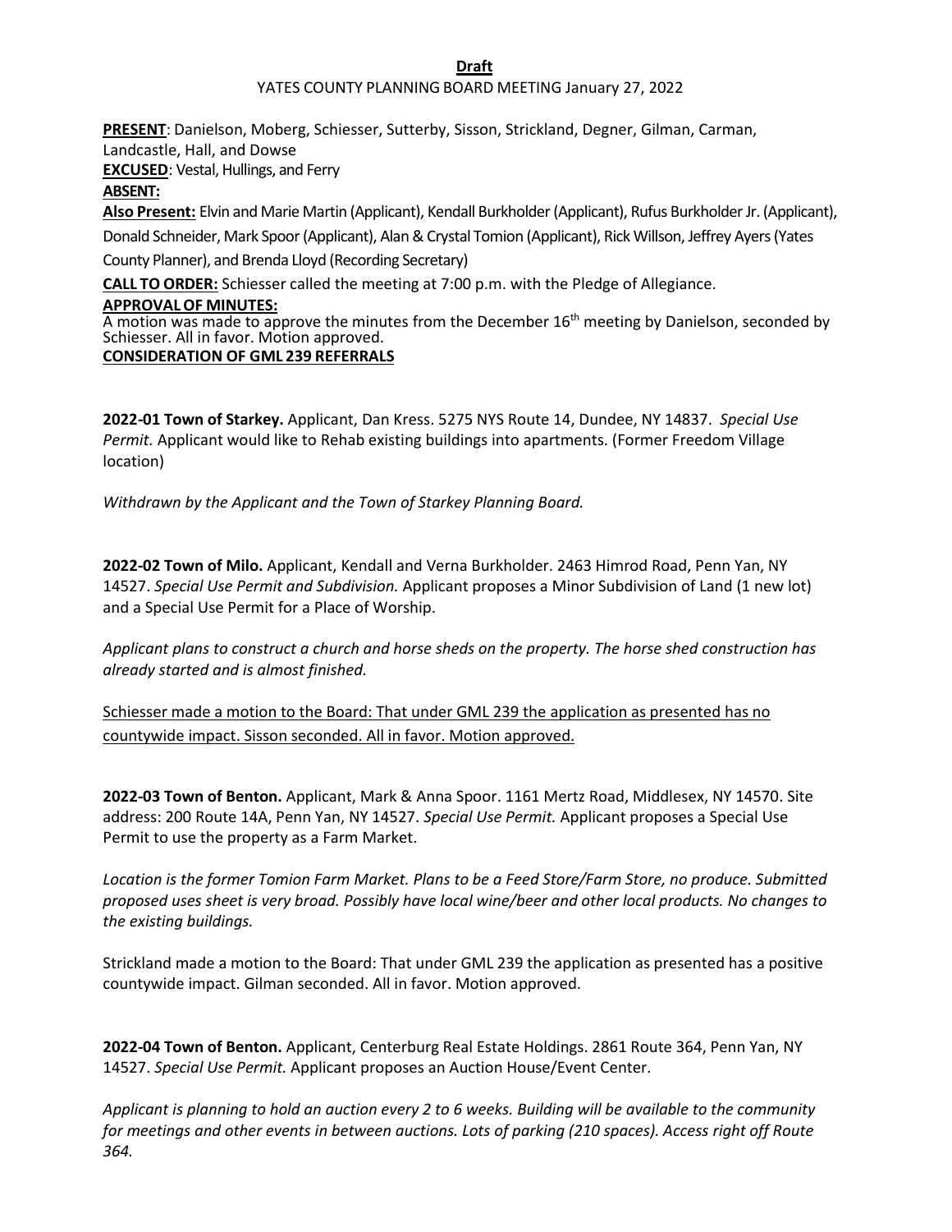**Draft**

YATES COUNTY PLANNING BOARD MEETING January 27, 2022

**PRESENT**: Danielson, Moberg, Schiesser, Sutterby, Sisson, Strickland, Degner, Gilman, Carman, Landcastle, Hall, and Dowse

**EXCUSED**: Vestal, Hullings, and Ferry

**ABSENT:**

**Also Present:** Elvin and Marie Martin (Applicant), Kendall Burkholder (Applicant), Rufus Burkholder Jr. (Applicant), Donald Schneider, Mark Spoor (Applicant), Alan & Crystal Tomion (Applicant), Rick Willson, Jeffrey Ayers (Yates County Planner), and Brenda Lloyd (Recording Secretary)

**CALL TO ORDER:** Schiesser called the meeting at 7:00 p.m. with the Pledge of Allegiance.

**APPROVAL OF MINUTES:**

A motion was made to approve the minutes from the December 16th meeting by Danielson, seconded by Schiesser. All in favor. Motion approved.

**CONSIDERATION OF GML 239 REFERRALS**

**2022-01 Town of Starkey.** Applicant, Dan Kress. 5275 NYS Route 14, Dundee, NY 14837. *Special Use Permit.* Applicant would like to Rehab existing buildings into apartments. (Former Freedom Village location)

*Withdrawn by the Applicant and the Town of Starkey Planning Board.*

**2022-02 Town of Milo.** Applicant, Kendall and Verna Burkholder. 2463 Himrod Road, Penn Yan, NY 14527. *Special Use Permit and Subdivision.* Applicant proposes a Minor Subdivision of Land (1 new lot) and a Special Use Permit for a Place of Worship.

*Applicant plans to construct a church and horse sheds on the property. The horse shed construction has already started and is almost finished.*

<u>Schiesser made a motion to the Board: That under GML 239 the application as presented has no countywide impact. Sisson seconded. All in favor. Motion approved.</u>

**2022-03 Town of Benton.** Applicant, Mark & Anna Spoor. 1161 Mertz Road, Middlesex, NY 14570. Site address: 200 Route 14A, Penn Yan, NY 14527. *Special Use Permit.* Applicant proposes a Special Use Permit to use the property as a Farm Market.

*Location is the former Tomion Farm Market. Plans to be a Feed Store/Farm Store, no produce. Submitted proposed uses sheet is very broad. Possibly have local wine/beer and other local products. No changes to the existing buildings.*

Strickland made a motion to the Board: That under GML 239 the application as presented has a positive countywide impact. Gilman seconded. All in favor. Motion approved.

**2022-04 Town of Benton.** Applicant, Centerburg Real Estate Holdings. 2861 Route 364, Penn Yan, NY 14527. *Special Use Permit.* Applicant proposes an Auction House/Event Center.

*Applicant is planning to hold an auction every 2 to 6 weeks. Building will be available to the community for meetings and other events in between auctions. Lots of parking (210 spaces). Access right off Route 364.*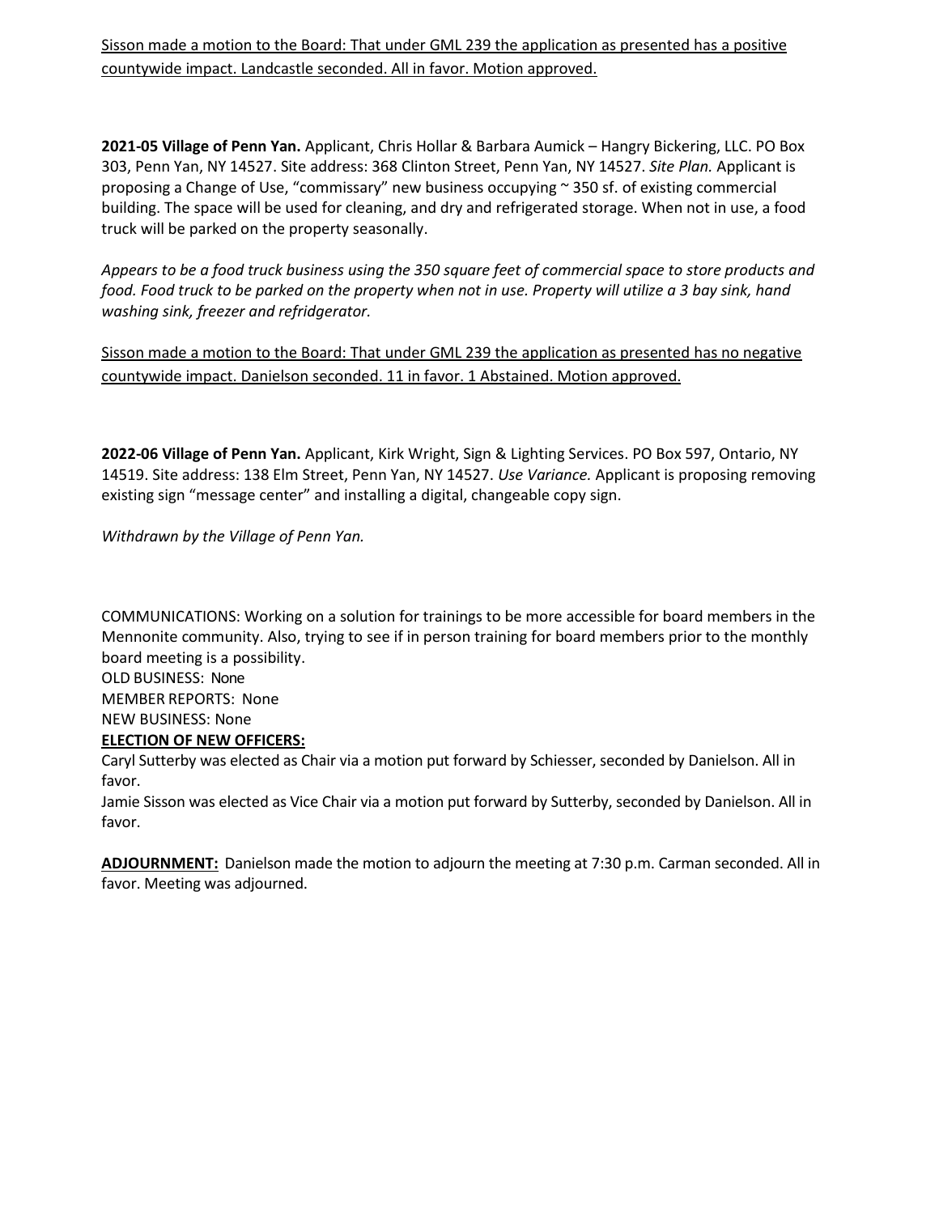Sisson made a motion to the Board: That under GML 239 the application as presented has a positive countywide impact. Landcastle seconded. All in favor. Motion approved.

**2021-05 Village of Penn Yan.** Applicant, Chris Hollar & Barbara Aumick – Hangry Bickering, LLC. PO Box 303, Penn Yan, NY 14527. Site address: 368 Clinton Street, Penn Yan, NY 14527. *Site Plan.* Applicant is proposing a Change of Use, "commissary" new business occupying ~ 350 sf. of existing commercial building. The space will be used for cleaning, and dry and refrigerated storage. When not in use, a food truck will be parked on the property seasonally.

*Appears to be a food truck business using the 350 square feet of commercial space to store products and food. Food truck to be parked on the property when not in use. Property will utilize a 3 bay sink, hand washing sink, freezer and refridgerator.*

Sisson made a motion to the Board: That under GML 239 the application as presented has no negative countywide impact. Danielson seconded. 11 in favor. 1 Abstained. Motion approved.

**2022-06 Village of Penn Yan.** Applicant, Kirk Wright, Sign & Lighting Services. PO Box 597, Ontario, NY 14519. Site address: 138 Elm Street, Penn Yan, NY 14527. *Use Variance.* Applicant is proposing removing existing sign "message center" and installing a digital, changeable copy sign.

*Withdrawn by the Village of Penn Yan.*

COMMUNICATIONS: Working on a solution for trainings to be more accessible for board members in the Mennonite community. Also, trying to see if in person training for board members prior to the monthly board meeting is a possibility.
OLD BUSINESS: None
MEMBER REPORTS: None
NEW BUSINESS: None

**ELECTION OF NEW OFFICERS:**

Caryl Sutterby was elected as Chair via a motion put forward by Schiesser, seconded by Danielson. All in favor.
Jamie Sisson was elected as Vice Chair via a motion put forward by Sutterby, seconded by Danielson. All in favor.

**ADJOURNMENT:** Danielson made the motion to adjourn the meeting at 7:30 p.m. Carman seconded. All in favor. Meeting was adjourned.